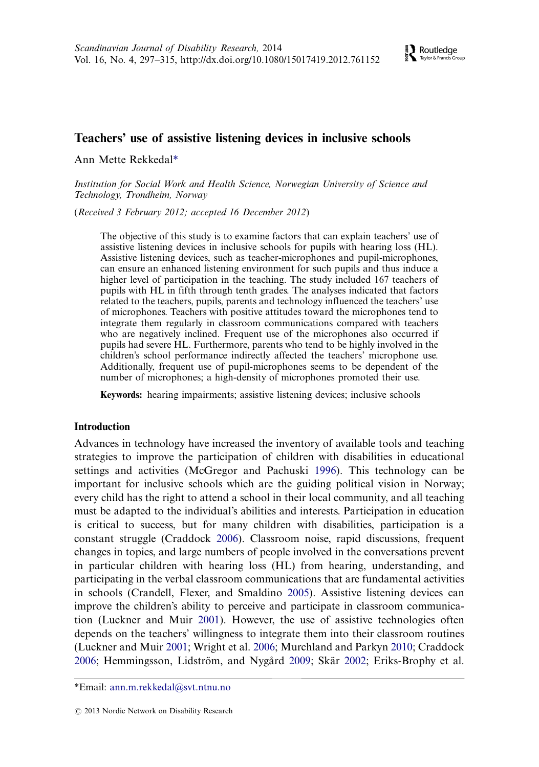# Teachers' use of assistive listening devices in inclusive schools

Ann Mette Rekkedal*

*Institution for Social Work and Health Science, Norwegian University of Science and Technology, Trondheim, Norway*

(*Received 3 February 2012; accepted 16 December 2012*)

The objective of this study is to examine factors that can explain teachers' use of assistive listening devices in inclusive schools for pupils with hearing loss (HL). Assistive listening devices, such as teacher-microphones and pupil-microphones, can ensure an enhanced listening environment for such pupils and thus induce a higher level of participation in the teaching. The study included 167 teachers of pupils with HL in fifth through tenth grades. The analyses indicated that factors related to the teachers, pupils, parents and technology influenced the teachers' use of microphones. Teachers with positive attitudes toward the microphones tend to integrate them regularly in classroom communications compared with teachers who are negatively inclined. Frequent use of the microphones also occurred if pupils had severe HL. Furthermore, parents who tend to be highly involved in the children's school performance indirectly affected the teachers' microphone use. Additionally, frequent use of pupil-microphones seems to be dependent of the number of microphones; a high-density of microphones promoted their use.

**Keywords:** hearing impairments; assistive listening devices; inclusive schools

## Introduction

Advances in technology have increased the inventory of available tools and teaching strategies to improve the participation of children with disabilities in educational settings and activities (McGregor and Pachuski 1996). This technology can be important for inclusive schools which are the guiding political vision in Norway; every child has the right to attend a school in their local community, and all teaching must be adapted to the individual's abilities and interests. Participation in education is critical to success, but for many children with disabilities, participation is a constant struggle (Craddock 2006). Classroom noise, rapid discussions, frequent changes in topics, and large numbers of people involved in the conversations prevent in particular children with hearing loss (HL) from hearing, understanding, and participating in the verbal classroom communications that are fundamental activities in schools (Crandell, Flexer, and Smaldino 2005). Assistive listening devices can improve the children's ability to perceive and participate in classroom communication (Luckner and Muir 2001). However, the use of assistive technologies often depends on the teachers' willingness to integrate them into their classroom routines (Luckner and Muir 2001; Wright et al. 2006; Murchland and Parkyn 2010; Craddock 2006; Hemmingsson, Lidström, and Nygård 2009; Skär 2002; Eriks-Brophy et al.

*Email: ann.m.rekkedal@svt.ntnu.no

© 2013 Nordic Network on Disability Research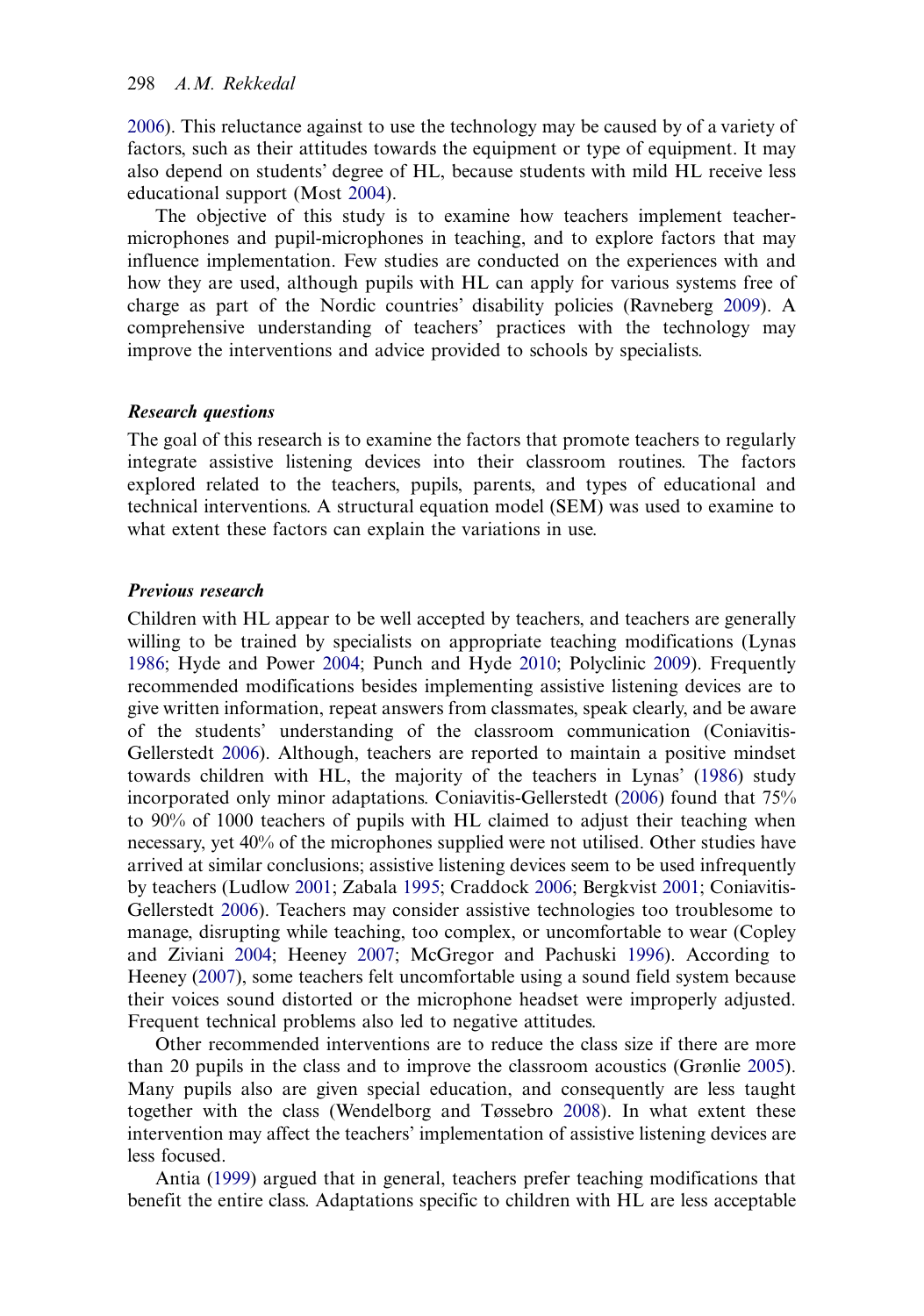2006). This reluctance against to use the technology may be caused by of a variety of factors, such as their attitudes towards the equipment or type of equipment. It may also depend on students' degree of HL, because students with mild HL receive less educational support (Most 2004).

The objective of this study is to examine how teachers implement teacher-microphones and pupil-microphones in teaching, and to explore factors that may influence implementation. Few studies are conducted on the experiences with and how they are used, although pupils with HL can apply for various systems free of charge as part of the Nordic countries' disability policies (Ravneberg 2009). A comprehensive understanding of teachers' practices with the technology may improve the interventions and advice provided to schools by specialists.

### Research questions

The goal of this research is to examine the factors that promote teachers to regularly integrate assistive listening devices into their classroom routines. The factors explored related to the teachers, pupils, parents, and types of educational and technical interventions. A structural equation model (SEM) was used to examine to what extent these factors can explain the variations in use.

### Previous research

Children with HL appear to be well accepted by teachers, and teachers are generally willing to be trained by specialists on appropriate teaching modifications (Lynas 1986; Hyde and Power 2004; Punch and Hyde 2010; Polyclinic 2009). Frequently recommended modifications besides implementing assistive listening devices are to give written information, repeat answers from classmates, speak clearly, and be aware of the students' understanding of the classroom communication (Coniavitis-Gellerstedt 2006). Although, teachers are reported to maintain a positive mindset towards children with HL, the majority of the teachers in Lynas' (1986) study incorporated only minor adaptations. Coniavitis-Gellerstedt (2006) found that 75% to 90% of 1000 teachers of pupils with HL claimed to adjust their teaching when necessary, yet 40% of the microphones supplied were not utilised. Other studies have arrived at similar conclusions; assistive listening devices seem to be used infrequently by teachers (Ludlow 2001; Zabala 1995; Craddock 2006; Bergkvist 2001; Coniavitis-Gellerstedt 2006). Teachers may consider assistive technologies too troublesome to manage, disrupting while teaching, too complex, or uncomfortable to wear (Copley and Ziviani 2004; Heeney 2007; McGregor and Pachuski 1996). According to Heeney (2007), some teachers felt uncomfortable using a sound field system because their voices sound distorted or the microphone headset were improperly adjusted. Frequent technical problems also led to negative attitudes.

Other recommended interventions are to reduce the class size if there are more than 20 pupils in the class and to improve the classroom acoustics (Grønlie 2005). Many pupils also are given special education, and consequently are less taught together with the class (Wendelborg and Tøssebro 2008). In what extent these intervention may affect the teachers' implementation of assistive listening devices are less focused.

Antia (1999) argued that in general, teachers prefer teaching modifications that benefit the entire class. Adaptations specific to children with HL are less acceptable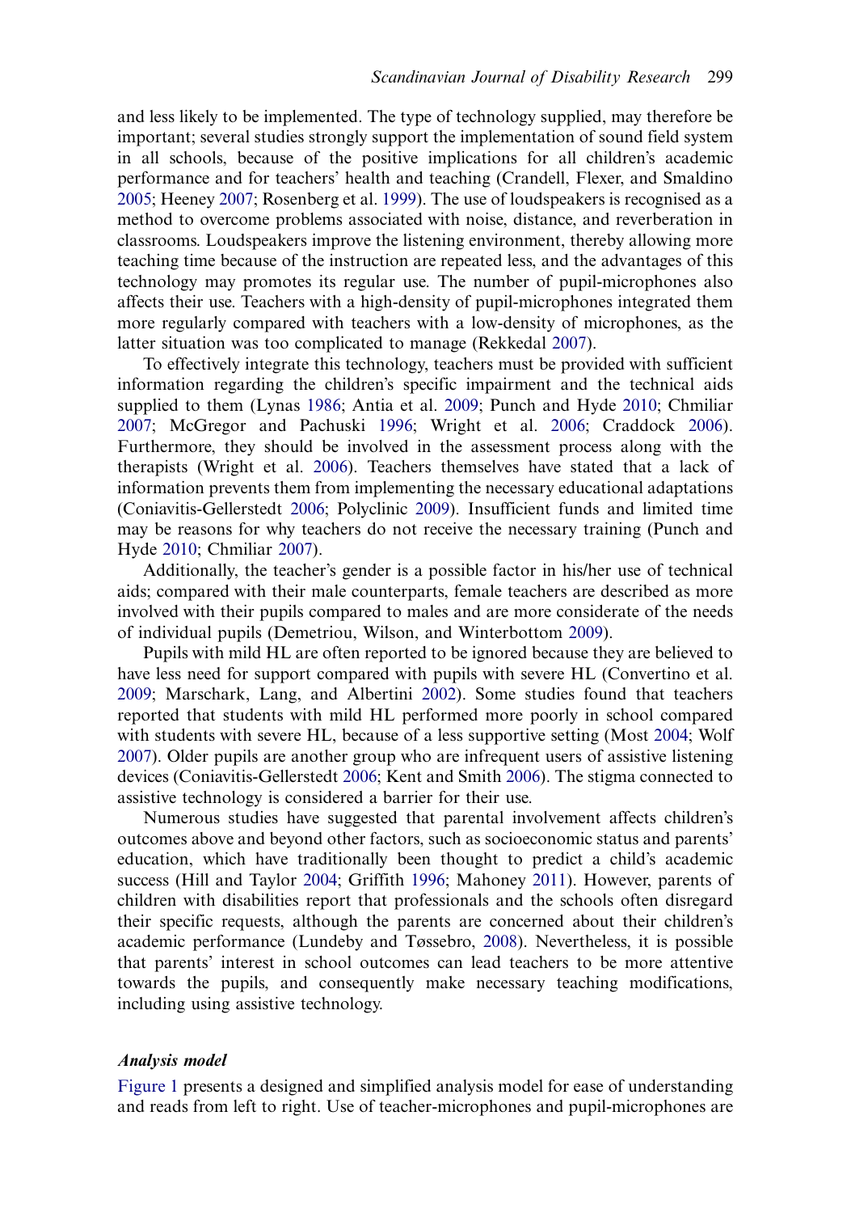and less likely to be implemented. The type of technology supplied, may therefore be important; several studies strongly support the implementation of sound field system in all schools, because of the positive implications for all children's academic performance and for teachers' health and teaching (Crandell, Flexer, and Smaldino 2005; Heeney 2007; Rosenberg et al. 1999). The use of loudspeakers is recognised as a method to overcome problems associated with noise, distance, and reverberation in classrooms. Loudspeakers improve the listening environment, thereby allowing more teaching time because of the instruction are repeated less, and the advantages of this technology may promotes its regular use. The number of pupil-microphones also affects their use. Teachers with a high-density of pupil-microphones integrated them more regularly compared with teachers with a low-density of microphones, as the latter situation was too complicated to manage (Rekkedal 2007).

To effectively integrate this technology, teachers must be provided with sufficient information regarding the children's specific impairment and the technical aids supplied to them (Lynas 1986; Antia et al. 2009; Punch and Hyde 2010; Chmiliar 2007; McGregor and Pachuski 1996; Wright et al. 2006; Craddock 2006). Furthermore, they should be involved in the assessment process along with the therapists (Wright et al. 2006). Teachers themselves have stated that a lack of information prevents them from implementing the necessary educational adaptations (Coniavitis-Gellerstedt 2006; Polyclinic 2009). Insufficient funds and limited time may be reasons for why teachers do not receive the necessary training (Punch and Hyde 2010; Chmiliar 2007).

Additionally, the teacher's gender is a possible factor in his/her use of technical aids; compared with their male counterparts, female teachers are described as more involved with their pupils compared to males and are more considerate of the needs of individual pupils (Demetriou, Wilson, and Winterbottom 2009).

Pupils with mild HL are often reported to be ignored because they are believed to have less need for support compared with pupils with severe HL (Convertino et al. 2009; Marschark, Lang, and Albertini 2002). Some studies found that teachers reported that students with mild HL performed more poorly in school compared with students with severe HL, because of a less supportive setting (Most 2004; Wolf 2007). Older pupils are another group who are infrequent users of assistive listening devices (Coniavitis-Gellerstedt 2006; Kent and Smith 2006). The stigma connected to assistive technology is considered a barrier for their use.

Numerous studies have suggested that parental involvement affects children's outcomes above and beyond other factors, such as socioeconomic status and parents' education, which have traditionally been thought to predict a child's academic success (Hill and Taylor 2004; Griffith 1996; Mahoney 2011). However, parents of children with disabilities report that professionals and the schools often disregard their specific requests, although the parents are concerned about their children's academic performance (Lundeby and Tøssebro, 2008). Nevertheless, it is possible that parents' interest in school outcomes can lead teachers to be more attentive towards the pupils, and consequently make necessary teaching modifications, including using assistive technology.

### *Analysis model*

Figure 1 presents a designed and simplified analysis model for ease of understanding and reads from left to right. Use of teacher-microphones and pupil-microphones are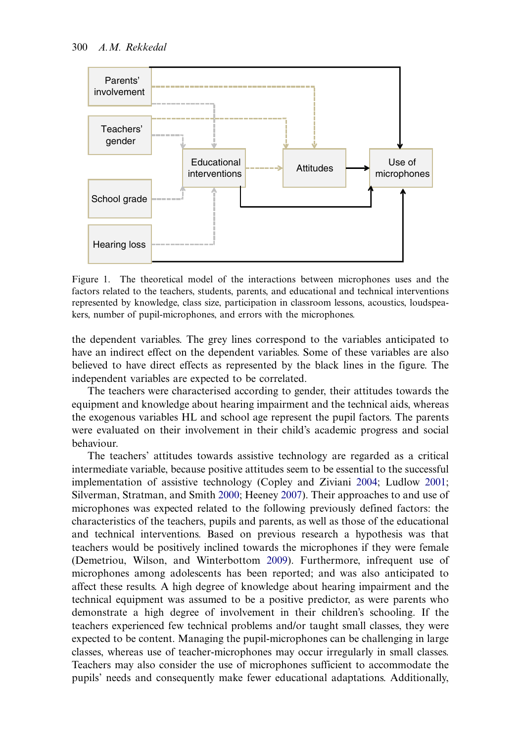Parents' involvement

Teachers' gender

School grade

Hearing loss

Educational interventions

Attitudes

Use of microphones

Figure 1. The theoretical model of the interactions between microphones uses and the factors related to the teachers, students, parents, and educational and technical interventions represented by knowledge, class size, participation in classroom lessons, acoustics, loudspeakers, number of pupil-microphones, and errors with the microphones.

the dependent variables. The grey lines correspond to the variables anticipated to have an indirect effect on the dependent variables. Some of these variables are also believed to have direct effects as represented by the black lines in the figure. The independent variables are expected to be correlated.

The teachers were characterised according to gender, their attitudes towards the equipment and knowledge about hearing impairment and the technical aids, whereas the exogenous variables HL and school age represent the pupil factors. The parents were evaluated on their involvement in their child's academic progress and social behaviour.

The teachers' attitudes towards assistive technology are regarded as a critical intermediate variable, because positive attitudes seem to be essential to the successful implementation of assistive technology (Copley and Ziviani 2004; Ludlow 2001; Silverman, Stratman, and Smith 2000; Heeney 2007). Their approaches to and use of microphones was expected related to the following previously defined factors: the characteristics of the teachers, pupils and parents, as well as those of the educational and technical interventions. Based on previous research a hypothesis was that teachers would be positively inclined towards the microphones if they were female (Demetriou, Wilson, and Winterbottom 2009). Furthermore, infrequent use of microphones among adolescents has been reported; and was also anticipated to affect these results. A high degree of knowledge about hearing impairment and the technical equipment was assumed to be a positive predictor, as were parents who demonstrate a high degree of involvement in their children's schooling. If the teachers experienced few technical problems and/or taught small classes, they were expected to be content. Managing the pupil-microphones can be challenging in large classes, whereas use of teacher-microphones may occur irregularly in small classes. Teachers may also consider the use of microphones sufficient to accommodate the pupils' needs and consequently make fewer educational adaptations. Additionally,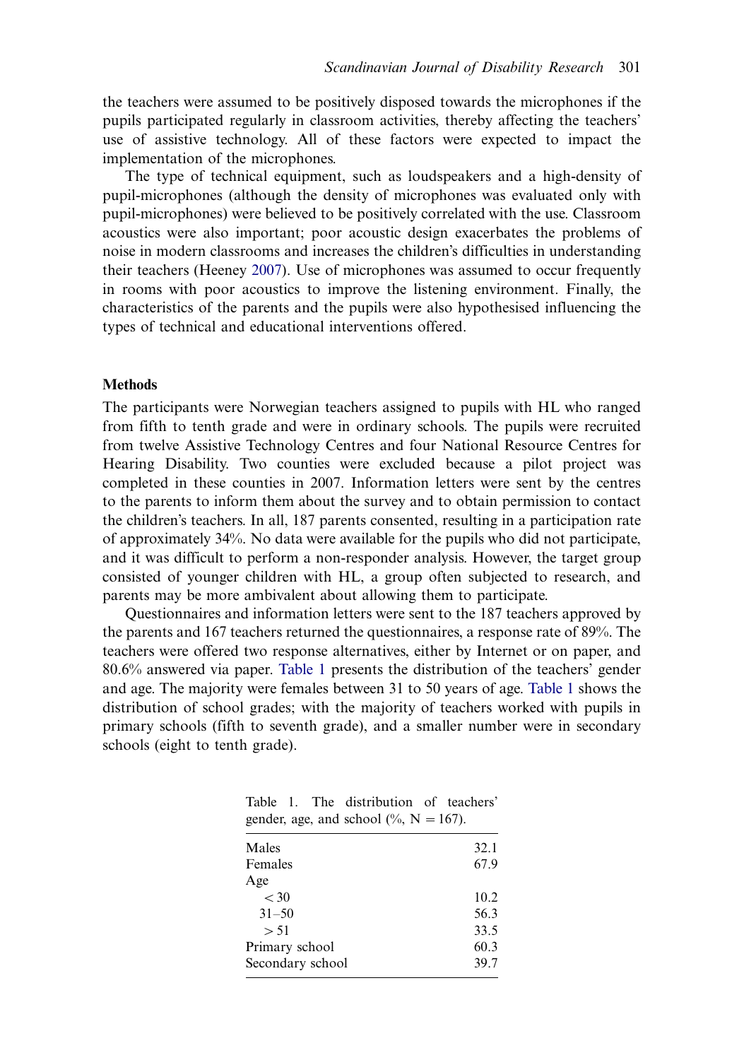the teachers were assumed to be positively disposed towards the microphones if the pupils participated regularly in classroom activities, thereby affecting the teachers' use of assistive technology. All of these factors were expected to impact the implementation of the microphones.

The type of technical equipment, such as loudspeakers and a high-density of pupil-microphones (although the density of microphones was evaluated only with pupil-microphones) were believed to be positively correlated with the use. Classroom acoustics were also important; poor acoustic design exacerbates the problems of noise in modern classrooms and increases the children's difficulties in understanding their teachers (Heeney 2007). Use of microphones was assumed to occur frequently in rooms with poor acoustics to improve the listening environment. Finally, the characteristics of the parents and the pupils were also hypothesised influencing the types of technical and educational interventions offered.

## Methods

The participants were Norwegian teachers assigned to pupils with HL who ranged from fifth to tenth grade and were in ordinary schools. The pupils were recruited from twelve Assistive Technology Centres and four National Resource Centres for Hearing Disability. Two counties were excluded because a pilot project was completed in these counties in 2007. Information letters were sent by the centres to the parents to inform them about the survey and to obtain permission to contact the children's teachers. In all, 187 parents consented, resulting in a participation rate of approximately 34%. No data were available for the pupils who did not participate, and it was difficult to perform a non-responder analysis. However, the target group consisted of younger children with HL, a group often subjected to research, and parents may be more ambivalent about allowing them to participate.

Questionnaires and information letters were sent to the 187 teachers approved by the parents and 167 teachers returned the questionnaires, a response rate of 89%. The teachers were offered two response alternatives, either by Internet or on paper, and 80.6% answered via paper. Table 1 presents the distribution of the teachers' gender and age. The majority were females between 31 to 50 years of age. Table 1 shows the distribution of school grades; with the majority of teachers worked with pupils in primary schools (fifth to seventh grade), and a smaller number were in secondary schools (eight to tenth grade).

Table 1. The distribution of teachers' gender, age, and school (%, N = 167).

| | |
|---|---|
| Males | 32.1 |
| Females | 67.9 |
| Age | |
| < 30 | 10.2 |
| 31–50 | 56.3 |
| > 51 | 33.5 |
| Primary school | 60.3 |
| Secondary school | 39.7 |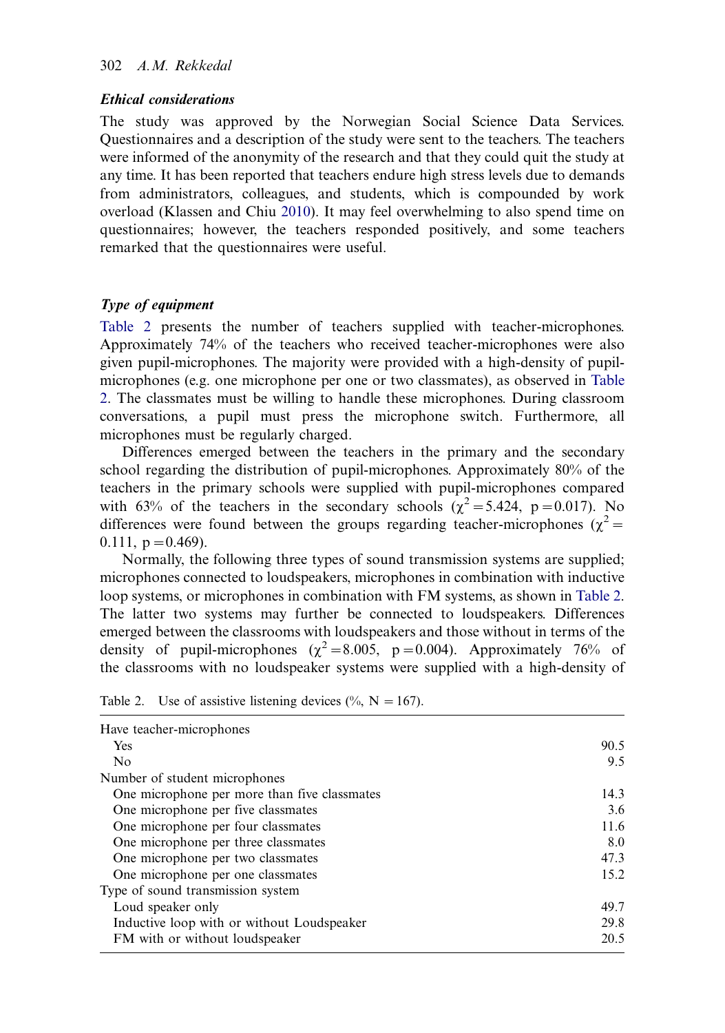### *Ethical considerations*

The study was approved by the Norwegian Social Science Data Services. Questionnaires and a description of the study were sent to the teachers. The teachers were informed of the anonymity of the research and that they could quit the study at any time. It has been reported that teachers endure high stress levels due to demands from administrators, colleagues, and students, which is compounded by work overload (Klassen and Chiu 2010). It may feel overwhelming to also spend time on questionnaires; however, the teachers responded positively, and some teachers remarked that the questionnaires were useful.

### *Type of equipment*

Table 2 presents the number of teachers supplied with teacher-microphones. Approximately 74% of the teachers who received teacher-microphones were also given pupil-microphones. The majority were provided with a high-density of pupil-microphones (e.g. one microphone per one or two classmates), as observed in Table 2. The classmates must be willing to handle these microphones. During classroom conversations, a pupil must press the microphone switch. Furthermore, all microphones must be regularly charged.

Differences emerged between the teachers in the primary and the secondary school regarding the distribution of pupil-microphones. Approximately 80% of the teachers in the primary schools were supplied with pupil-microphones compared with 63% of the teachers in the secondary schools ($\chi^2 = 5.424$, $p = 0.017$). No differences were found between the groups regarding teacher-microphones ($\chi^2 = 0.111$, $p = 0.469$).

Normally, the following three types of sound transmission systems are supplied; microphones connected to loudspeakers, microphones in combination with inductive loop systems, or microphones in combination with FM systems, as shown in Table 2. The latter two systems may further be connected to loudspeakers. Differences emerged between the classrooms with loudspeakers and those without in terms of the density of pupil-microphones ($\chi^2 = 8.005$, $p = 0.004$). Approximately 76% of the classrooms with no loudspeaker systems were supplied with a high-density of

Table 2. Use of assistive listening devices (%, N = 167).

| | |
|---|---|
| Have teacher-microphones | |
| Yes | 90.5 |
| No | 9.5 |
| Number of student microphones | |
| One microphone per more than five classmates | 14.3 |
| One microphone per five classmates | 3.6 |
| One microphone per four classmates | 11.6 |
| One microphone per three classmates | 8.0 |
| One microphone per two classmates | 47.3 |
| One microphone per one classmates | 15.2 |
| Type of sound transmission system | |
| Loud speaker only | 49.7 |
| Inductive loop with or without Loudspeaker | 29.8 |
| FM with or without loudspeaker | 20.5 |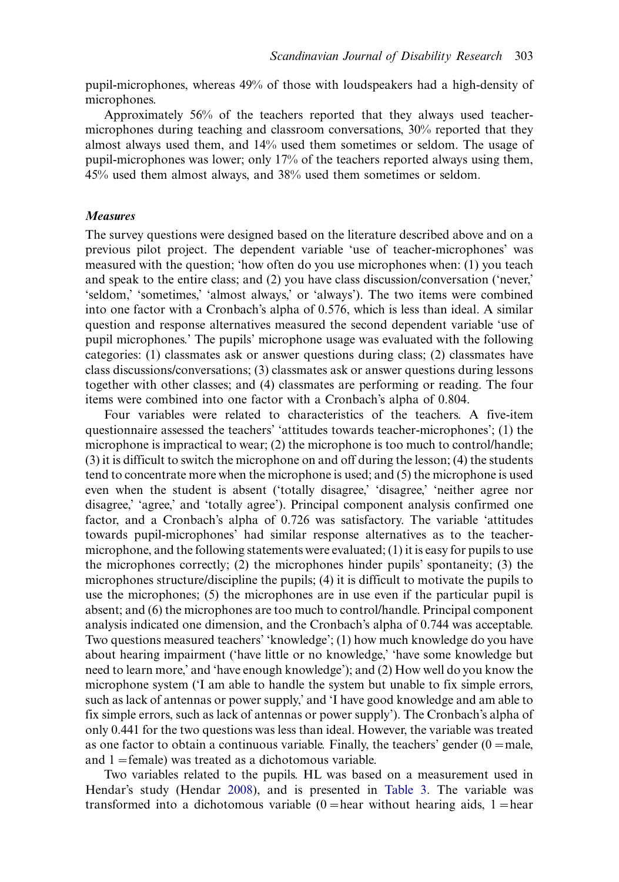pupil-microphones, whereas 49% of those with loudspeakers had a high-density of microphones.

Approximately 56% of the teachers reported that they always used teacher-microphones during teaching and classroom conversations, 30% reported that they almost always used them, and 14% used them sometimes or seldom. The usage of pupil-microphones was lower; only 17% of the teachers reported always using them, 45% used them almost always, and 38% used them sometimes or seldom.

### *Measures*

The survey questions were designed based on the literature described above and on a previous pilot project. The dependent variable 'use of teacher-microphones' was measured with the question; 'how often do you use microphones when: (1) you teach and speak to the entire class; and (2) you have class discussion/conversation ('never,' 'seldom,' 'sometimes,' 'almost always,' or 'always'). The two items were combined into one factor with a Cronbach's alpha of 0.576, which is less than ideal. A similar question and response alternatives measured the second dependent variable 'use of pupil microphones.' The pupils' microphone usage was evaluated with the following categories: (1) classmates ask or answer questions during class; (2) classmates have class discussions/conversations; (3) classmates ask or answer questions during lessons together with other classes; and (4) classmates are performing or reading. The four items were combined into one factor with a Cronbach's alpha of 0.804.

Four variables were related to characteristics of the teachers. A five-item questionnaire assessed the teachers' 'attitudes towards teacher-microphones'; (1) the microphone is impractical to wear; (2) the microphone is too much to control/handle; (3) it is difficult to switch the microphone on and off during the lesson; (4) the students tend to concentrate more when the microphone is used; and (5) the microphone is used even when the student is absent ('totally disagree,' 'disagree,' 'neither agree nor disagree,' 'agree,' and 'totally agree'). Principal component analysis confirmed one factor, and a Cronbach's alpha of 0.726 was satisfactory. The variable 'attitudes towards pupil-microphones' had similar response alternatives as to the teacher-microphone, and the following statements were evaluated; (1) it is easy for pupils to use the microphones correctly; (2) the microphones hinder pupils' spontaneity; (3) the microphones structure/discipline the pupils; (4) it is difficult to motivate the pupils to use the microphones; (5) the microphones are in use even if the particular pupil is absent; and (6) the microphones are too much to control/handle. Principal component analysis indicated one dimension, and the Cronbach's alpha of 0.744 was acceptable. Two questions measured teachers' 'knowledge'; (1) how much knowledge do you have about hearing impairment ('have little or no knowledge,' 'have some knowledge but need to learn more,' and 'have enough knowledge'); and (2) How well do you know the microphone system ('I am able to handle the system but unable to fix simple errors, such as lack of antennas or power supply,' and 'I have good knowledge and am able to fix simple errors, such as lack of antennas or power supply'). The Cronbach's alpha of only 0.441 for the two questions was less than ideal. However, the variable was treated as one factor to obtain a continuous variable. Finally, the teachers' gender (0 = male, and 1 = female) was treated as a dichotomous variable.

Two variables related to the pupils. HL was based on a measurement used in Hendar's study (Hendar 2008), and is presented in Table 3. The variable was transformed into a dichotomous variable (0 = hear without hearing aids, 1 = hear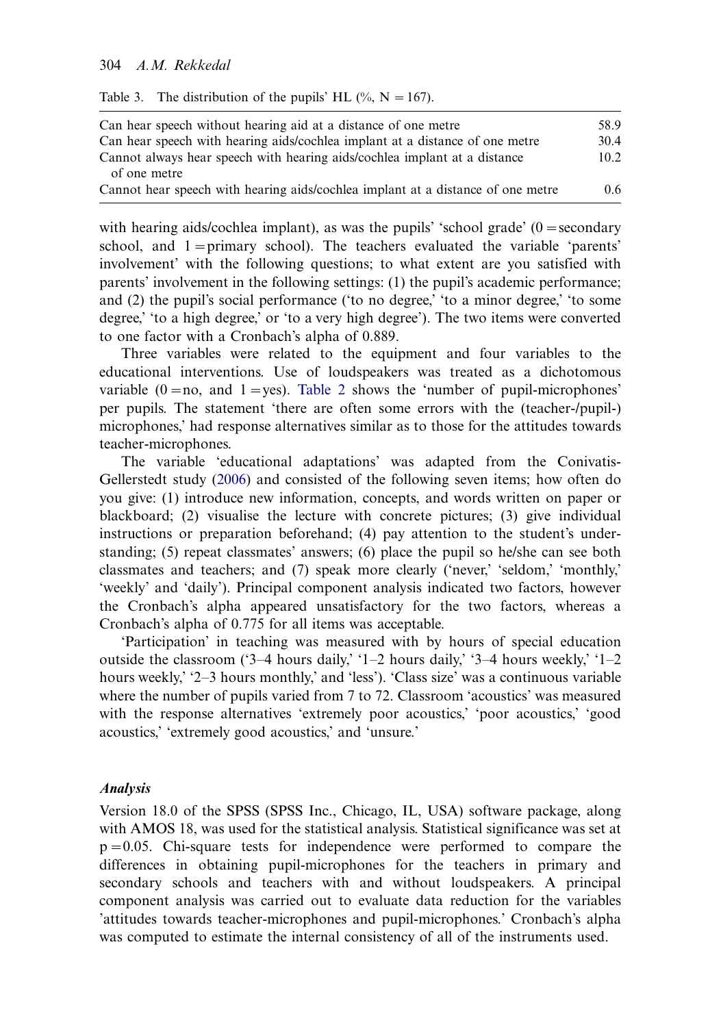Table 3. The distribution of the pupils' HL (%, N = 167).

| | |
|---|---|
| Can hear speech without hearing aid at a distance of one metre | 58.9 |
| Can hear speech with hearing aids/cochlea implant at a distance of one metre | 30.4 |
| Cannot always hear speech with hearing aids/cochlea implant at a distance of one metre | 10.2 |
| Cannot hear speech with hearing aids/cochlea implant at a distance of one metre | 0.6 |

with hearing aids/cochlea implant), as was the pupils' 'school grade' (0 = secondary school, and 1 = primary school). The teachers evaluated the variable 'parents' involvement' with the following questions; to what extent are you satisfied with parents' involvement in the following settings: (1) the pupil's academic performance; and (2) the pupil's social performance ('to no degree,' 'to a minor degree,' 'to some degree,' 'to a high degree,' or 'to a very high degree'). The two items were converted to one factor with a Cronbach's alpha of 0.889.

Three variables were related to the equipment and four variables to the educational interventions. Use of loudspeakers was treated as a dichotomous variable (0 = no, and 1 = yes). Table 2 shows the 'number of pupil-microphones' per pupils. The statement 'there are often some errors with the (teacher-/pupil-) microphones,' had response alternatives similar as to those for the attitudes towards teacher-microphones.

The variable 'educational adaptations' was adapted from the Conivatis-Gellerstedt study (2006) and consisted of the following seven items; how often do you give: (1) introduce new information, concepts, and words written on paper or blackboard; (2) visualise the lecture with concrete pictures; (3) give individual instructions or preparation beforehand; (4) pay attention to the student's understanding; (5) repeat classmates' answers; (6) place the pupil so he/she can see both classmates and teachers; and (7) speak more clearly ('never,' 'seldom,' 'monthly,' 'weekly' and 'daily'). Principal component analysis indicated two factors, however the Cronbach's alpha appeared unsatisfactory for the two factors, whereas a Cronbach's alpha of 0.775 for all items was acceptable.

'Participation' in teaching was measured with by hours of special education outside the classroom ('3–4 hours daily,' '1–2 hours daily,' '3–4 hours weekly,' '1–2 hours weekly,' '2–3 hours monthly,' and 'less'). 'Class size' was a continuous variable where the number of pupils varied from 7 to 72. Classroom 'acoustics' was measured with the response alternatives 'extremely poor acoustics,' 'poor acoustics,' 'good acoustics,' 'extremely good acoustics,' and 'unsure.'

### *Analysis*

Version 18.0 of the SPSS (SPSS Inc., Chicago, IL, USA) software package, along with AMOS 18, was used for the statistical analysis. Statistical significance was set at $p = 0.05$. Chi-square tests for independence were performed to compare the differences in obtaining pupil-microphones for the teachers in primary and secondary schools and teachers with and without loudspeakers. A principal component analysis was carried out to evaluate data reduction for the variables 'attitudes towards teacher-microphones and pupil-microphones.' Cronbach's alpha was computed to estimate the internal consistency of all of the instruments used.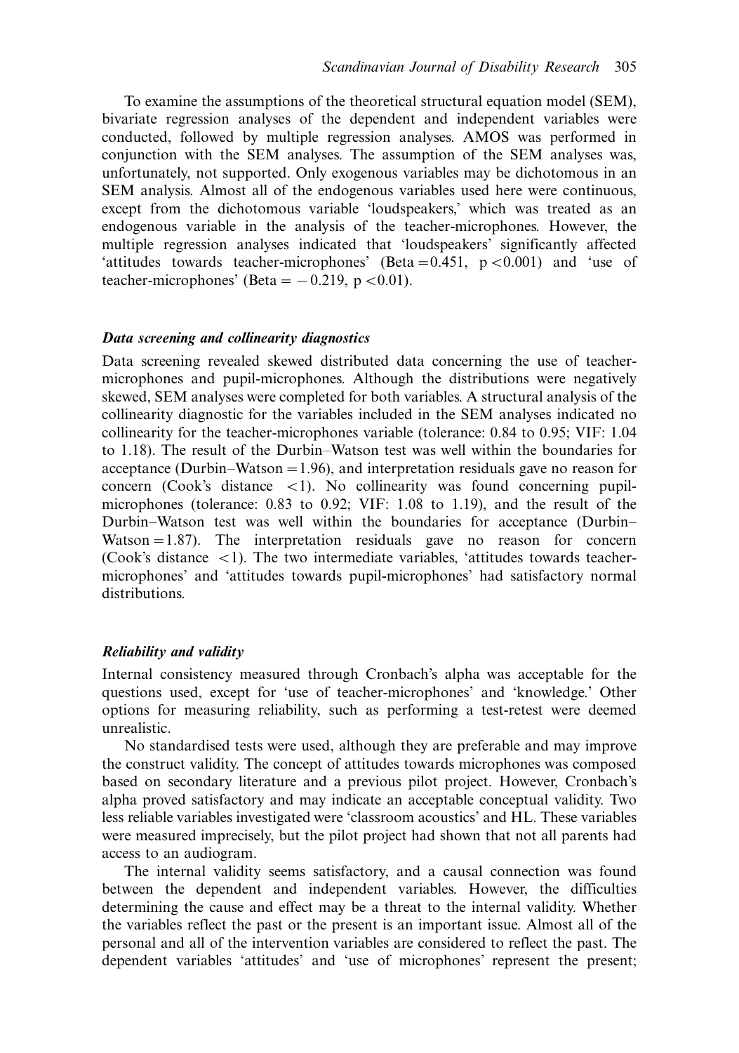To examine the assumptions of the theoretical structural equation model (SEM), bivariate regression analyses of the dependent and independent variables were conducted, followed by multiple regression analyses. AMOS was performed in conjunction with the SEM analyses. The assumption of the SEM analyses was, unfortunately, not supported. Only exogenous variables may be dichotomous in an SEM analysis. Almost all of the endogenous variables used here were continuous, except from the dichotomous variable 'loudspeakers,' which was treated as an endogenous variable in the analysis of the teacher-microphones. However, the multiple regression analyses indicated that 'loudspeakers' significantly affected 'attitudes towards teacher-microphones' (Beta $= 0.451$, $p < 0.001$) and 'use of teacher-microphones' (Beta $= -0.219$, $p < 0.01$).

### *Data screening and collinearity diagnostics*

Data screening revealed skewed distributed data concerning the use of teacher-microphones and pupil-microphones. Although the distributions were negatively skewed, SEM analyses were completed for both variables. A structural analysis of the collinearity diagnostic for the variables included in the SEM analyses indicated no collinearity for the teacher-microphones variable (tolerance: 0.84 to 0.95; VIF: 1.04 to 1.18). The result of the Durbin–Watson test was well within the boundaries for acceptance (Durbin–Watson $= 1.96$), and interpretation residuals gave no reason for concern (Cook's distance $< 1$). No collinearity was found concerning pupil-microphones (tolerance: 0.83 to 0.92; VIF: 1.08 to 1.19), and the result of the Durbin–Watson test was well within the boundaries for acceptance (Durbin–Watson $= 1.87$). The interpretation residuals gave no reason for concern (Cook's distance $< 1$). The two intermediate variables, 'attitudes towards teacher-microphones' and 'attitudes towards pupil-microphones' had satisfactory normal distributions.

### *Reliability and validity*

Internal consistency measured through Cronbach's alpha was acceptable for the questions used, except for 'use of teacher-microphones' and 'knowledge.' Other options for measuring reliability, such as performing a test-retest were deemed unrealistic.

No standardised tests were used, although they are preferable and may improve the construct validity. The concept of attitudes towards microphones was composed based on secondary literature and a previous pilot project. However, Cronbach's alpha proved satisfactory and may indicate an acceptable conceptual validity. Two less reliable variables investigated were 'classroom acoustics' and HL. These variables were measured imprecisely, but the pilot project had shown that not all parents had access to an audiogram.

The internal validity seems satisfactory, and a causal connection was found between the dependent and independent variables. However, the difficulties determining the cause and effect may be a threat to the internal validity. Whether the variables reflect the past or the present is an important issue. Almost all of the personal and all of the intervention variables are considered to reflect the past. The dependent variables 'attitudes' and 'use of microphones' represent the present;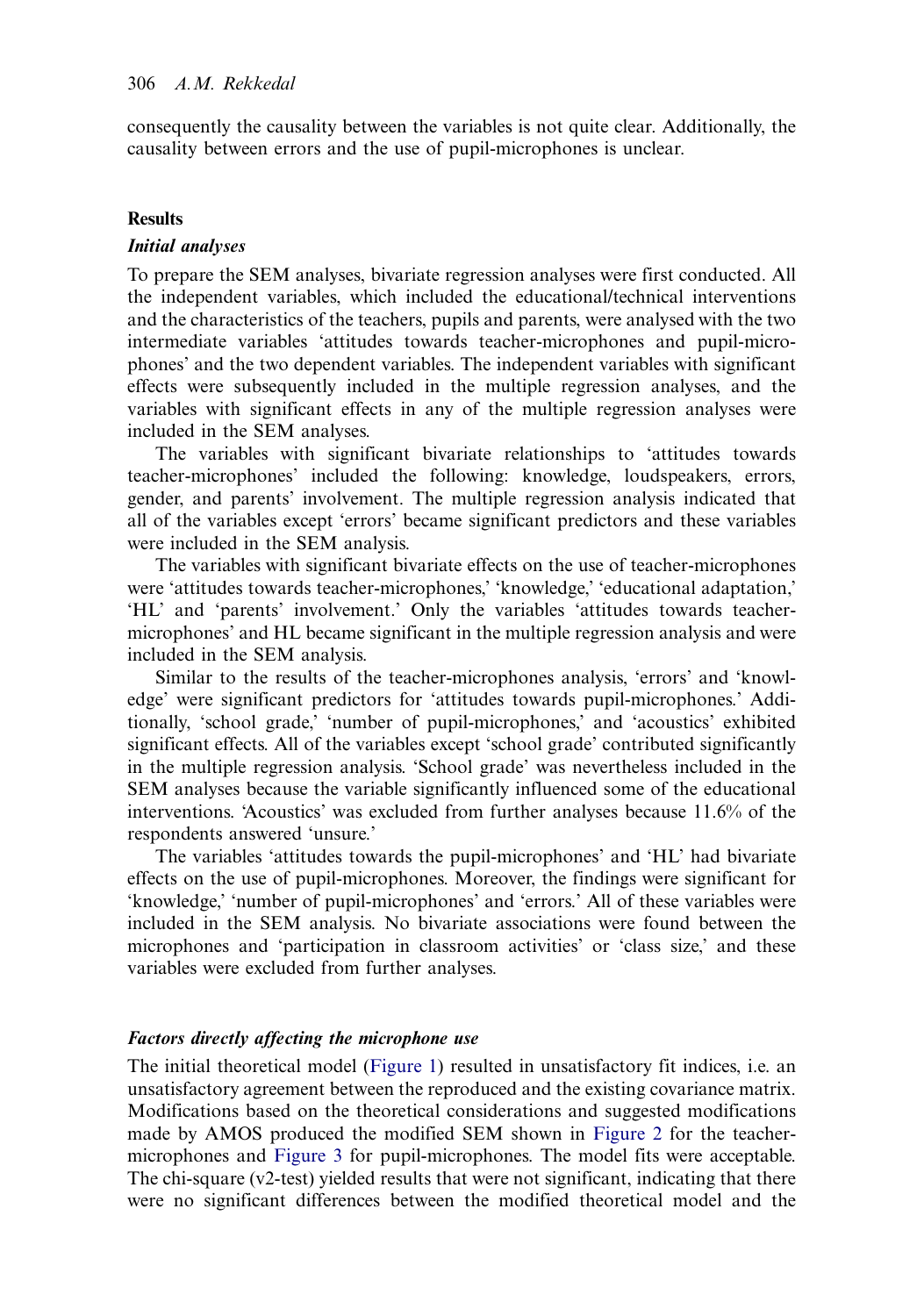consequently the causality between the variables is not quite clear. Additionally, the causality between errors and the use of pupil-microphones is unclear.

## Results

### *Initial analyses*

To prepare the SEM analyses, bivariate regression analyses were first conducted. All the independent variables, which included the educational/technical interventions and the characteristics of the teachers, pupils and parents, were analysed with the two intermediate variables 'attitudes towards teacher-microphones and pupil-microphones' and the two dependent variables. The independent variables with significant effects were subsequently included in the multiple regression analyses, and the variables with significant effects in any of the multiple regression analyses were included in the SEM analyses.

The variables with significant bivariate relationships to 'attitudes towards teacher-microphones' included the following: knowledge, loudspeakers, errors, gender, and parents' involvement. The multiple regression analysis indicated that all of the variables except 'errors' became significant predictors and these variables were included in the SEM analysis.

The variables with significant bivariate effects on the use of teacher-microphones were 'attitudes towards teacher-microphones,' 'knowledge,' 'educational adaptation,' 'HL' and 'parents' involvement.' Only the variables 'attitudes towards teacher-microphones' and HL became significant in the multiple regression analysis and were included in the SEM analysis.

Similar to the results of the teacher-microphones analysis, 'errors' and 'knowledge' were significant predictors for 'attitudes towards pupil-microphones.' Additionally, 'school grade,' 'number of pupil-microphones,' and 'acoustics' exhibited significant effects. All of the variables except 'school grade' contributed significantly in the multiple regression analysis. 'School grade' was nevertheless included in the SEM analyses because the variable significantly influenced some of the educational interventions. 'Acoustics' was excluded from further analyses because 11.6% of the respondents answered 'unsure.'

The variables 'attitudes towards the pupil-microphones' and 'HL' had bivariate effects on the use of pupil-microphones. Moreover, the findings were significant for 'knowledge,' 'number of pupil-microphones' and 'errors.' All of these variables were included in the SEM analysis. No bivariate associations were found between the microphones and 'participation in classroom activities' or 'class size,' and these variables were excluded from further analyses.

### *Factors directly affecting the microphone use*

The initial theoretical model (Figure 1) resulted in unsatisfactory fit indices, i.e. an unsatisfactory agreement between the reproduced and the existing covariance matrix. Modifications based on the theoretical considerations and suggested modifications made by AMOS produced the modified SEM shown in Figure 2 for the teacher-microphones and Figure 3 for pupil-microphones. The model fits were acceptable. The chi-square (v2-test) yielded results that were not significant, indicating that there were no significant differences between the modified theoretical model and the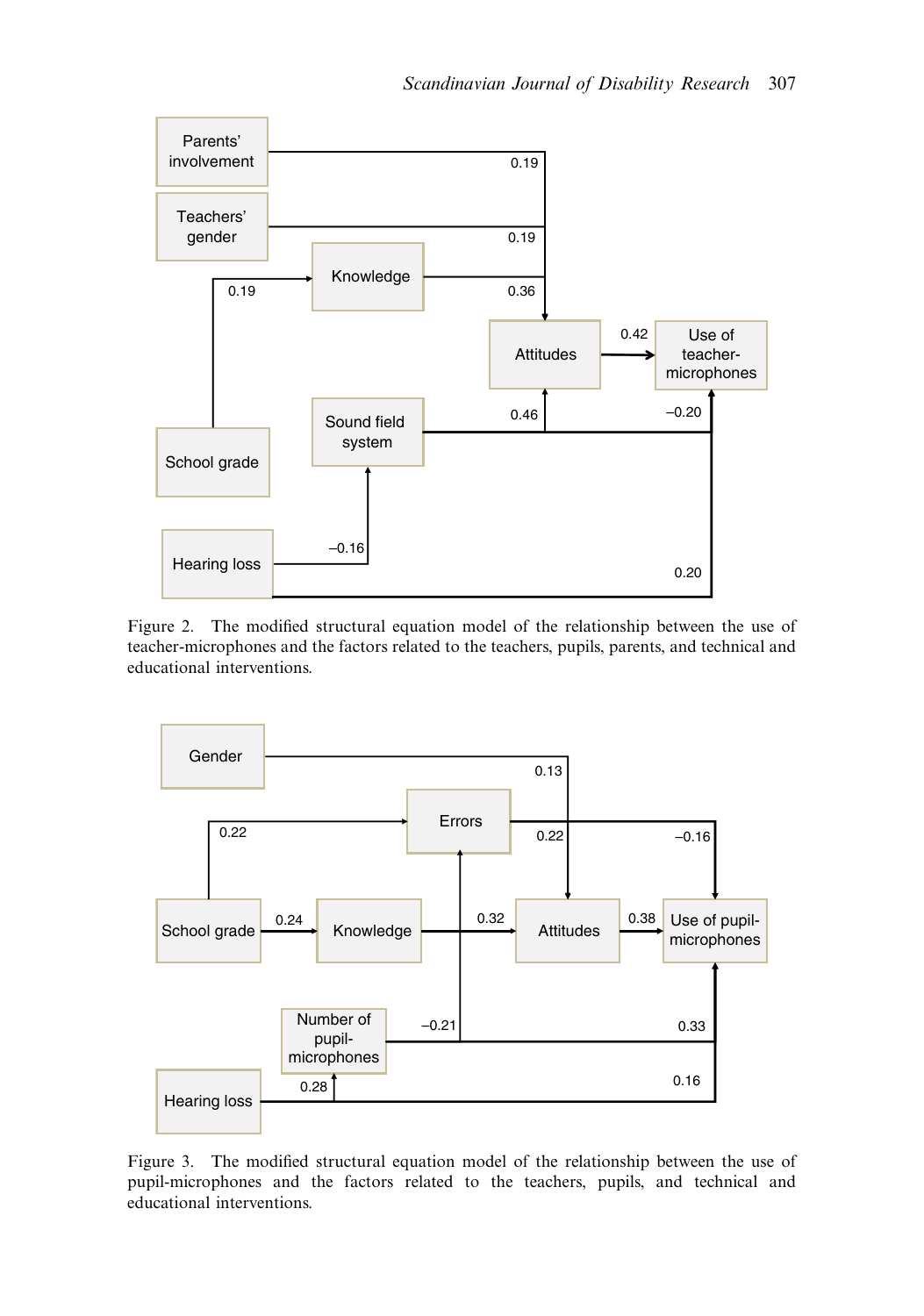Figure 2. The modified structural equation model of the relationship between the use of teacher-microphones and the factors related to the teachers, pupils, parents, and technical and educational interventions.

Figure 3. The modified structural equation model of the relationship between the use of pupil-microphones and the factors related to the teachers, pupils, and technical and educational interventions.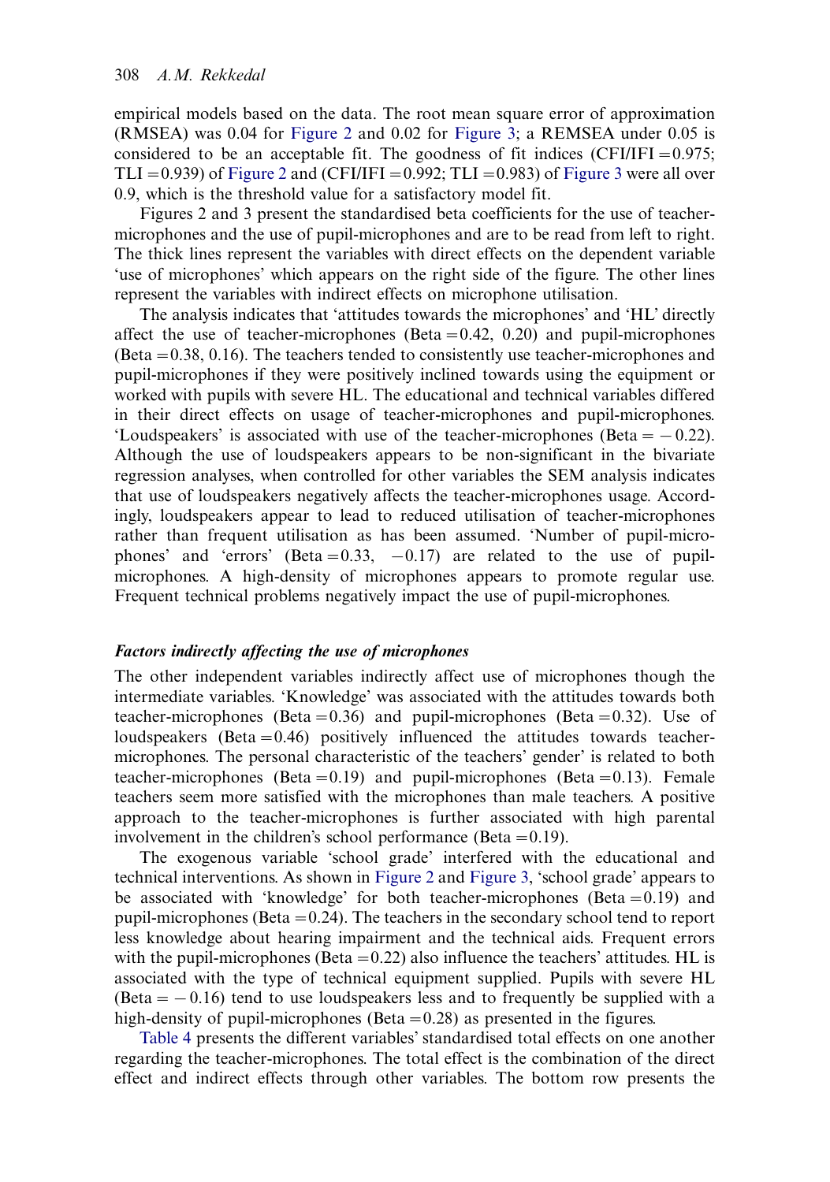empirical models based on the data. The root mean square error of approximation (RMSEA) was 0.04 for Figure 2 and 0.02 for Figure 3; a REMSEA under 0.05 is considered to be an acceptable fit. The goodness of fit indices (CFI/IFI = 0.975; TLI = 0.939) of Figure 2 and (CFI/IFI = 0.992; TLI = 0.983) of Figure 3 were all over 0.9, which is the threshold value for a satisfactory model fit.

Figures 2 and 3 present the standardised beta coefficients for the use of teacher-microphones and the use of pupil-microphones and are to be read from left to right. The thick lines represent the variables with direct effects on the dependent variable 'use of microphones' which appears on the right side of the figure. The other lines represent the variables with indirect effects on microphone utilisation.

The analysis indicates that 'attitudes towards the microphones' and 'HL' directly affect the use of teacher-microphones (Beta = 0.42, 0.20) and pupil-microphones (Beta = 0.38, 0.16). The teachers tended to consistently use teacher-microphones and pupil-microphones if they were positively inclined towards using the equipment or worked with pupils with severe HL. The educational and technical variables differed in their direct effects on usage of teacher-microphones and pupil-microphones. 'Loudspeakers' is associated with use of the teacher-microphones (Beta = −0.22). Although the use of loudspeakers appears to be non-significant in the bivariate regression analyses, when controlled for other variables the SEM analysis indicates that use of loudspeakers negatively affects the teacher-microphones usage. Accordingly, loudspeakers appear to lead to reduced utilisation of teacher-microphones rather than frequent utilisation as has been assumed. 'Number of pupil-microphones' and 'errors' (Beta = 0.33, −0.17) are related to the use of pupil-microphones. A high-density of microphones appears to promote regular use. Frequent technical problems negatively impact the use of pupil-microphones.

### *Factors indirectly affecting the use of microphones*

The other independent variables indirectly affect use of microphones though the intermediate variables. 'Knowledge' was associated with the attitudes towards both teacher-microphones (Beta = 0.36) and pupil-microphones (Beta = 0.32). Use of loudspeakers (Beta = 0.46) positively influenced the attitudes towards teacher-microphones. The personal characteristic of the teachers' gender' is related to both teacher-microphones (Beta = 0.19) and pupil-microphones (Beta = 0.13). Female teachers seem more satisfied with the microphones than male teachers. A positive approach to the teacher-microphones is further associated with high parental involvement in the children's school performance (Beta = 0.19).

The exogenous variable 'school grade' interfered with the educational and technical interventions. As shown in Figure 2 and Figure 3, 'school grade' appears to be associated with 'knowledge' for both teacher-microphones (Beta = 0.19) and pupil-microphones (Beta = 0.24). The teachers in the secondary school tend to report less knowledge about hearing impairment and the technical aids. Frequent errors with the pupil-microphones (Beta = 0.22) also influence the teachers' attitudes. HL is associated with the type of technical equipment supplied. Pupils with severe HL (Beta = −0.16) tend to use loudspeakers less and to frequently be supplied with a high-density of pupil-microphones (Beta = 0.28) as presented in the figures.

Table 4 presents the different variables' standardised total effects on one another regarding the teacher-microphones. The total effect is the combination of the direct effect and indirect effects through other variables. The bottom row presents the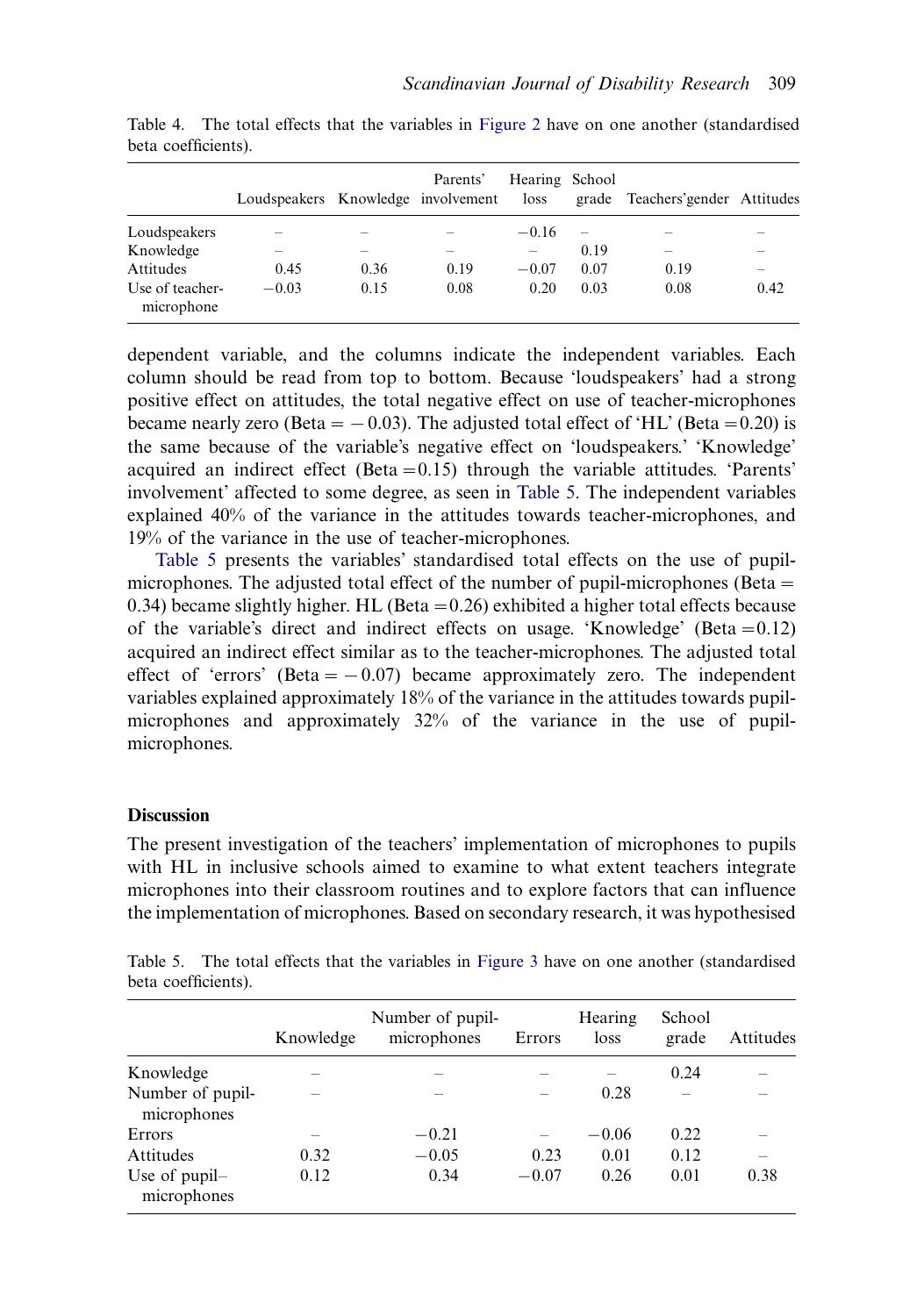Table 4. The total effects that the variables in Figure 2 have on one another (standardised beta coefficients).

| | Loudspeakers | Knowledge | Parents' involvement | Hearing loss | School grade | Teachers'gender | Attitudes |
|---|---|---|---|---|---|---|---|
| Loudspeakers | – | – | – | −0.16 | – | – | – |
| Knowledge | – | – | – | – | 0.19 | – | – |
| Attitudes | 0.45 | 0.36 | 0.19 | −0.07 | 0.07 | 0.19 | – |
| Use of teacher-microphone | −0.03 | 0.15 | 0.08 | 0.20 | 0.03 | 0.08 | 0.42 |

dependent variable, and the columns indicate the independent variables. Each column should be read from top to bottom. Because 'loudspeakers' had a strong positive effect on attitudes, the total negative effect on use of teacher-microphones became nearly zero (Beta = −0.03). The adjusted total effect of 'HL' (Beta = 0.20) is the same because of the variable's negative effect on 'loudspeakers.' 'Knowledge' acquired an indirect effect (Beta = 0.15) through the variable attitudes. 'Parents' involvement' affected to some degree, as seen in Table 5. The independent variables explained 40% of the variance in the attitudes towards teacher-microphones, and 19% of the variance in the use of teacher-microphones.

Table 5 presents the variables' standardised total effects on the use of pupil-microphones. The adjusted total effect of the number of pupil-microphones (Beta = 0.34) became slightly higher. HL (Beta = 0.26) exhibited a higher total effects because of the variable's direct and indirect effects on usage. 'Knowledge' (Beta = 0.12) acquired an indirect effect similar as to the teacher-microphones. The adjusted total effect of 'errors' (Beta = −0.07) became approximately zero. The independent variables explained approximately 18% of the variance in the attitudes towards pupil-microphones and approximately 32% of the variance in the use of pupil-microphones.

## Discussion

The present investigation of the teachers' implementation of microphones to pupils with HL in inclusive schools aimed to examine to what extent teachers integrate microphones into their classroom routines and to explore factors that can influence the implementation of microphones. Based on secondary research, it was hypothesised

Table 5. The total effects that the variables in Figure 3 have on one another (standardised beta coefficients).

| | Knowledge | Number of pupil-microphones | Errors | Hearing loss | School grade | Attitudes |
|---|---|---|---|---|---|---|
| Knowledge | – | – | – | – | 0.24 | – |
| Number of pupil-microphones | – | – | – | 0.28 | – | – |
| Errors | – | −0.21 | – | −0.06 | 0.22 | – |
| Attitudes | 0.32 | −0.05 | 0.23 | 0.01 | 0.12 | – |
| Use of pupil–microphones | 0.12 | 0.34 | −0.07 | 0.26 | 0.01 | 0.38 |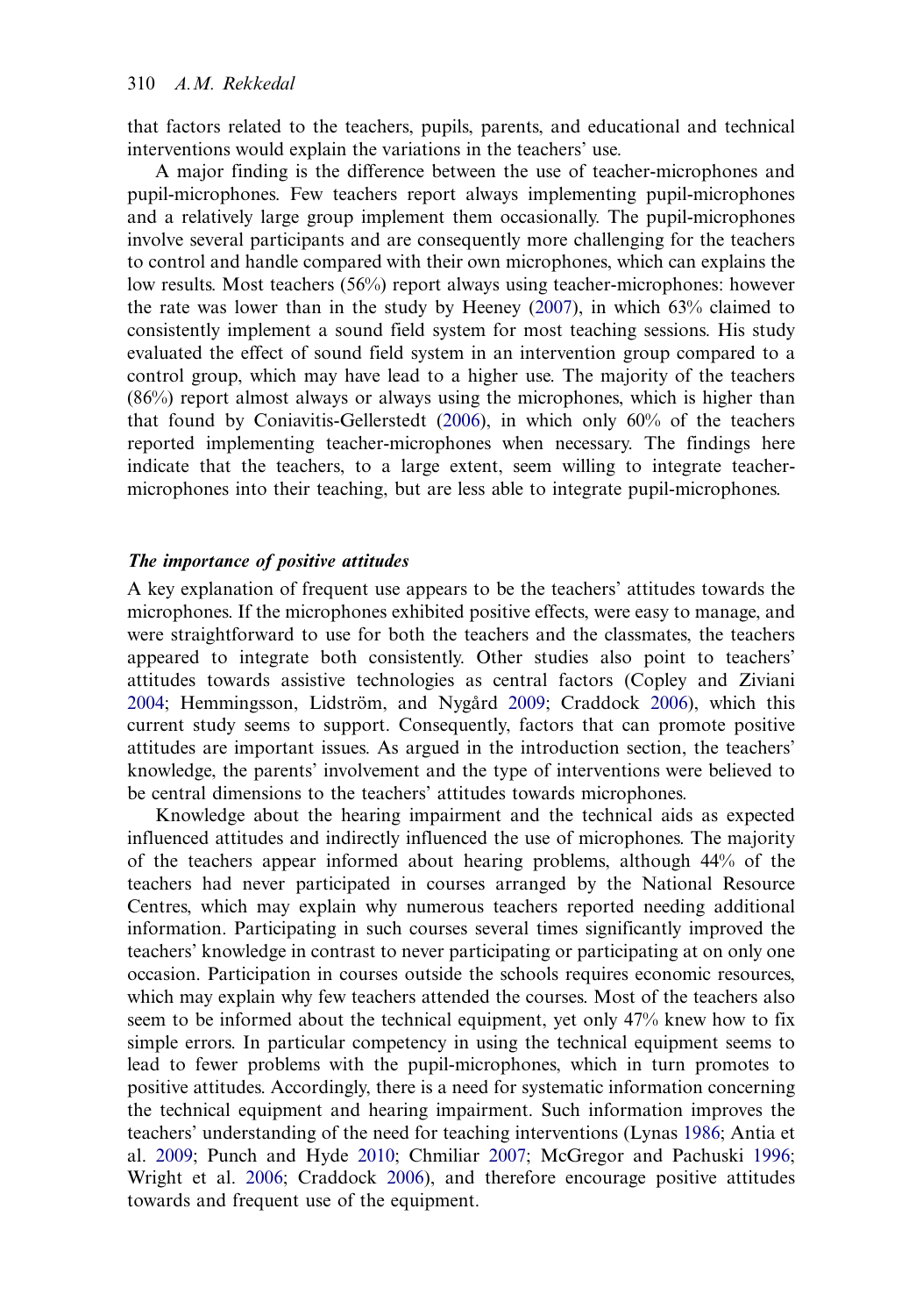that factors related to the teachers, pupils, parents, and educational and technical interventions would explain the variations in the teachers' use.

A major finding is the difference between the use of teacher-microphones and pupil-microphones. Few teachers report always implementing pupil-microphones and a relatively large group implement them occasionally. The pupil-microphones involve several participants and are consequently more challenging for the teachers to control and handle compared with their own microphones, which can explains the low results. Most teachers (56%) report always using teacher-microphones: however the rate was lower than in the study by Heeney (2007), in which 63% claimed to consistently implement a sound field system for most teaching sessions. His study evaluated the effect of sound field system in an intervention group compared to a control group, which may have lead to a higher use. The majority of the teachers (86%) report almost always or always using the microphones, which is higher than that found by Coniavitis-Gellerstedt (2006), in which only 60% of the teachers reported implementing teacher-microphones when necessary. The findings here indicate that the teachers, to a large extent, seem willing to integrate teacher-microphones into their teaching, but are less able to integrate pupil-microphones.

### *The importance of positive attitudes*

A key explanation of frequent use appears to be the teachers' attitudes towards the microphones. If the microphones exhibited positive effects, were easy to manage, and were straightforward to use for both the teachers and the classmates, the teachers appeared to integrate both consistently. Other studies also point to teachers' attitudes towards assistive technologies as central factors (Copley and Ziviani 2004; Hemmingsson, Lidström, and Nygård 2009; Craddock 2006), which this current study seems to support. Consequently, factors that can promote positive attitudes are important issues. As argued in the introduction section, the teachers' knowledge, the parents' involvement and the type of interventions were believed to be central dimensions to the teachers' attitudes towards microphones.

Knowledge about the hearing impairment and the technical aids as expected influenced attitudes and indirectly influenced the use of microphones. The majority of the teachers appear informed about hearing problems, although 44% of the teachers had never participated in courses arranged by the National Resource Centres, which may explain why numerous teachers reported needing additional information. Participating in such courses several times significantly improved the teachers' knowledge in contrast to never participating or participating at on only one occasion. Participation in courses outside the schools requires economic resources, which may explain why few teachers attended the courses. Most of the teachers also seem to be informed about the technical equipment, yet only 47% knew how to fix simple errors. In particular competency in using the technical equipment seems to lead to fewer problems with the pupil-microphones, which in turn promotes to positive attitudes. Accordingly, there is a need for systematic information concerning the technical equipment and hearing impairment. Such information improves the teachers' understanding of the need for teaching interventions (Lynas 1986; Antia et al. 2009; Punch and Hyde 2010; Chmiliar 2007; McGregor and Pachuski 1996; Wright et al. 2006; Craddock 2006), and therefore encourage positive attitudes towards and frequent use of the equipment.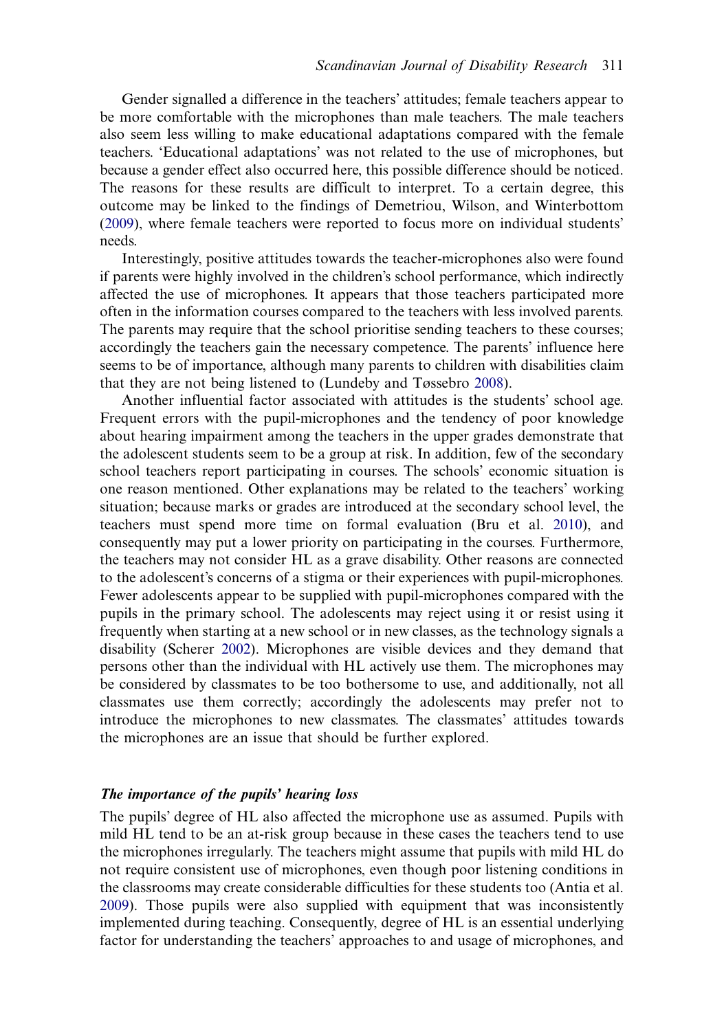Gender signalled a difference in the teachers' attitudes; female teachers appear to be more comfortable with the microphones than male teachers. The male teachers also seem less willing to make educational adaptations compared with the female teachers. 'Educational adaptations' was not related to the use of microphones, but because a gender effect also occurred here, this possible difference should be noticed. The reasons for these results are difficult to interpret. To a certain degree, this outcome may be linked to the findings of Demetriou, Wilson, and Winterbottom (2009), where female teachers were reported to focus more on individual students' needs.

Interestingly, positive attitudes towards the teacher-microphones also were found if parents were highly involved in the children's school performance, which indirectly affected the use of microphones. It appears that those teachers participated more often in the information courses compared to the teachers with less involved parents. The parents may require that the school prioritise sending teachers to these courses; accordingly the teachers gain the necessary competence. The parents' influence here seems to be of importance, although many parents to children with disabilities claim that they are not being listened to (Lundeby and Tøssebro 2008).

Another influential factor associated with attitudes is the students' school age. Frequent errors with the pupil-microphones and the tendency of poor knowledge about hearing impairment among the teachers in the upper grades demonstrate that the adolescent students seem to be a group at risk. In addition, few of the secondary school teachers report participating in courses. The schools' economic situation is one reason mentioned. Other explanations may be related to the teachers' working situation; because marks or grades are introduced at the secondary school level, the teachers must spend more time on formal evaluation (Bru et al. 2010), and consequently may put a lower priority on participating in the courses. Furthermore, the teachers may not consider HL as a grave disability. Other reasons are connected to the adolescent's concerns of a stigma or their experiences with pupil-microphones. Fewer adolescents appear to be supplied with pupil-microphones compared with the pupils in the primary school. The adolescents may reject using it or resist using it frequently when starting at a new school or in new classes, as the technology signals a disability (Scherer 2002). Microphones are visible devices and they demand that persons other than the individual with HL actively use them. The microphones may be considered by classmates to be too bothersome to use, and additionally, not all classmates use them correctly; accordingly the adolescents may prefer not to introduce the microphones to new classmates. The classmates' attitudes towards the microphones are an issue that should be further explored.

### *The importance of the pupils' hearing loss*

The pupils' degree of HL also affected the microphone use as assumed. Pupils with mild HL tend to be an at-risk group because in these cases the teachers tend to use the microphones irregularly. The teachers might assume that pupils with mild HL do not require consistent use of microphones, even though poor listening conditions in the classrooms may create considerable difficulties for these students too (Antia et al. 2009). Those pupils were also supplied with equipment that was inconsistently implemented during teaching. Consequently, degree of HL is an essential underlying factor for understanding the teachers' approaches to and usage of microphones, and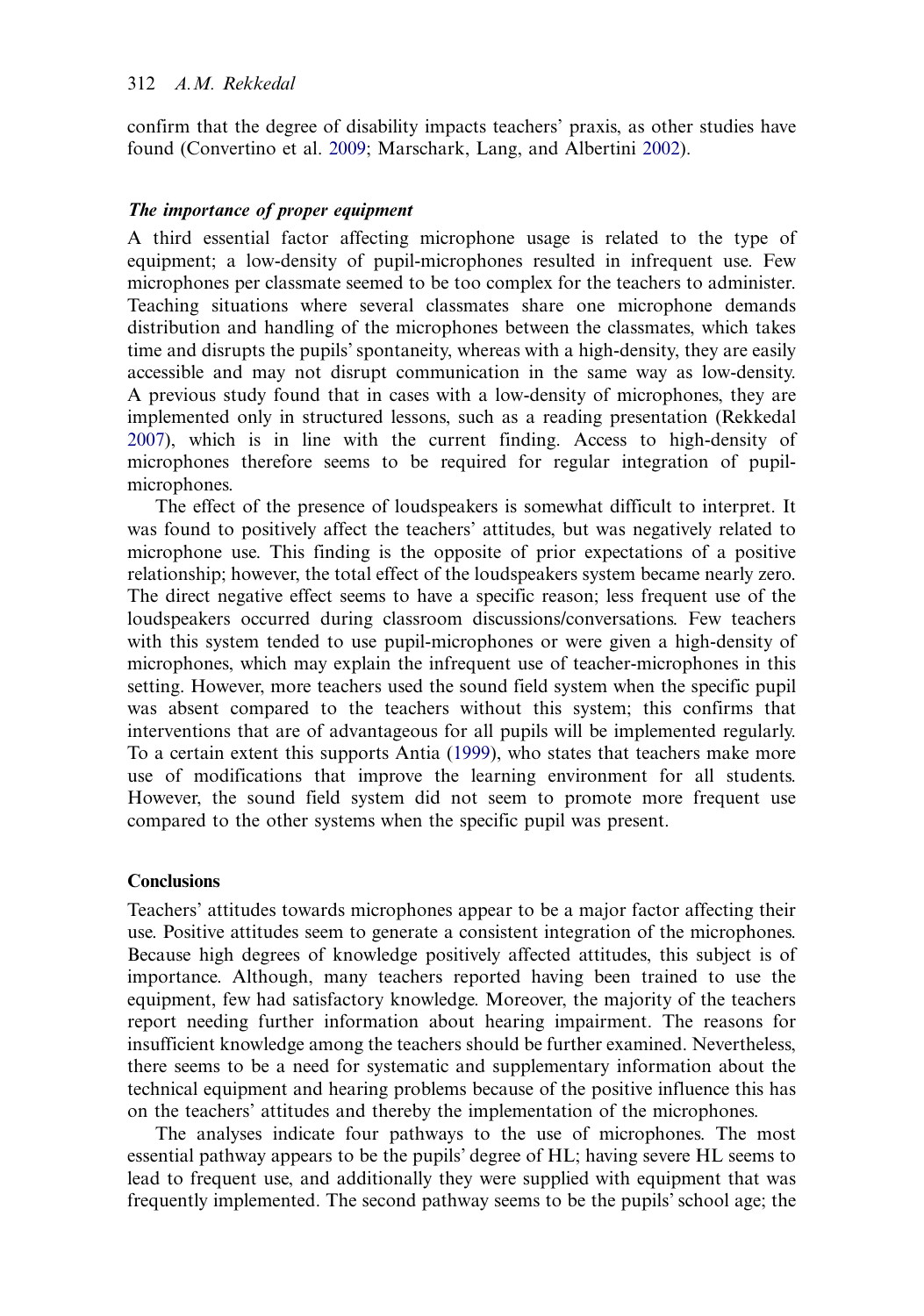confirm that the degree of disability impacts teachers' praxis, as other studies have found (Convertino et al. 2009; Marschark, Lang, and Albertini 2002).

### *The importance of proper equipment*

A third essential factor affecting microphone usage is related to the type of equipment; a low-density of pupil-microphones resulted in infrequent use. Few microphones per classmate seemed to be too complex for the teachers to administer. Teaching situations where several classmates share one microphone demands distribution and handling of the microphones between the classmates, which takes time and disrupts the pupils' spontaneity, whereas with a high-density, they are easily accessible and may not disrupt communication in the same way as low-density. A previous study found that in cases with a low-density of microphones, they are implemented only in structured lessons, such as a reading presentation (Rekkedal 2007), which is in line with the current finding. Access to high-density of microphones therefore seems to be required for regular integration of pupil-microphones.

The effect of the presence of loudspeakers is somewhat difficult to interpret. It was found to positively affect the teachers' attitudes, but was negatively related to microphone use. This finding is the opposite of prior expectations of a positive relationship; however, the total effect of the loudspeakers system became nearly zero. The direct negative effect seems to have a specific reason; less frequent use of the loudspeakers occurred during classroom discussions/conversations. Few teachers with this system tended to use pupil-microphones or were given a high-density of microphones, which may explain the infrequent use of teacher-microphones in this setting. However, more teachers used the sound field system when the specific pupil was absent compared to the teachers without this system; this confirms that interventions that are of advantageous for all pupils will be implemented regularly. To a certain extent this supports Antia (1999), who states that teachers make more use of modifications that improve the learning environment for all students. However, the sound field system did not seem to promote more frequent use compared to the other systems when the specific pupil was present.

## Conclusions

Teachers' attitudes towards microphones appear to be a major factor affecting their use. Positive attitudes seem to generate a consistent integration of the microphones. Because high degrees of knowledge positively affected attitudes, this subject is of importance. Although, many teachers reported having been trained to use the equipment, few had satisfactory knowledge. Moreover, the majority of the teachers report needing further information about hearing impairment. The reasons for insufficient knowledge among the teachers should be further examined. Nevertheless, there seems to be a need for systematic and supplementary information about the technical equipment and hearing problems because of the positive influence this has on the teachers' attitudes and thereby the implementation of the microphones.

The analyses indicate four pathways to the use of microphones. The most essential pathway appears to be the pupils' degree of HL; having severe HL seems to lead to frequent use, and additionally they were supplied with equipment that was frequently implemented. The second pathway seems to be the pupils' school age; the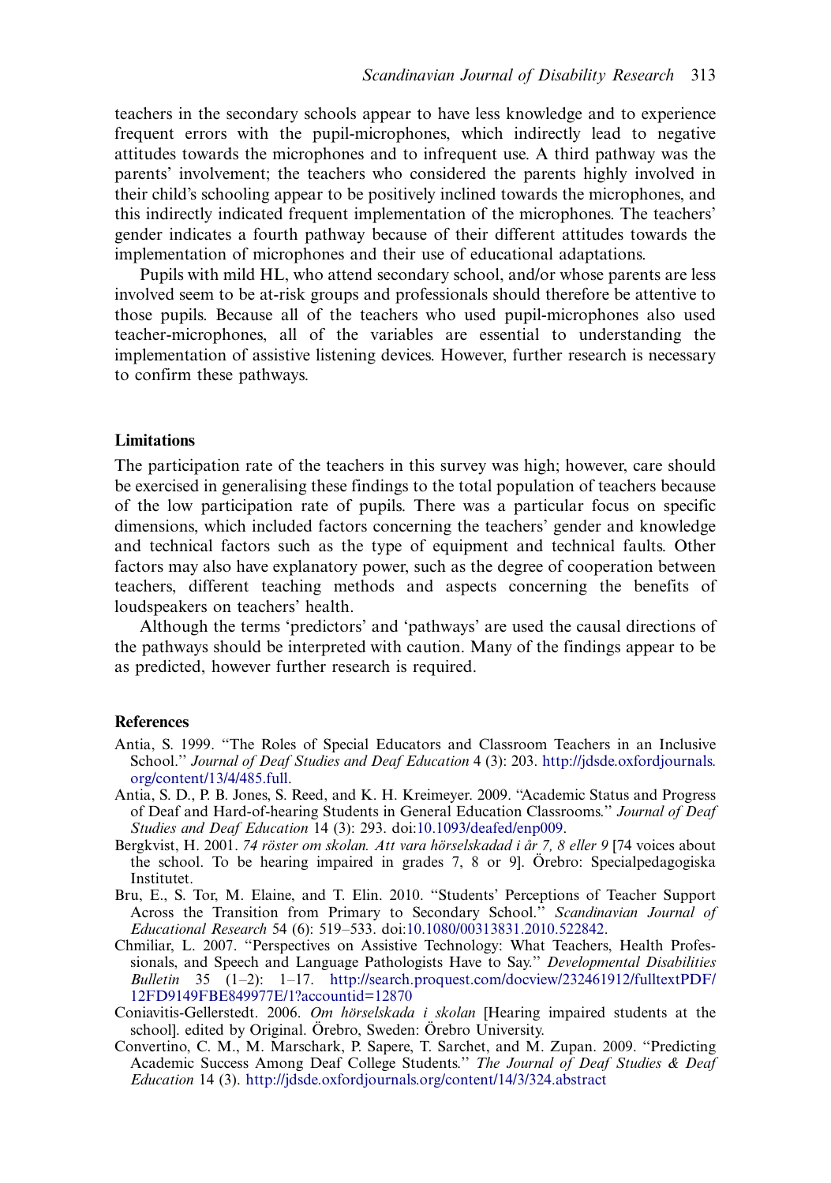teachers in the secondary schools appear to have less knowledge and to experience frequent errors with the pupil-microphones, which indirectly lead to negative attitudes towards the microphones and to infrequent use. A third pathway was the parents' involvement; the teachers who considered the parents highly involved in their child's schooling appear to be positively inclined towards the microphones, and this indirectly indicated frequent implementation of the microphones. The teachers' gender indicates a fourth pathway because of their different attitudes towards the implementation of microphones and their use of educational adaptations.

Pupils with mild HL, who attend secondary school, and/or whose parents are less involved seem to be at-risk groups and professionals should therefore be attentive to those pupils. Because all of the teachers who used pupil-microphones also used teacher-microphones, all of the variables are essential to understanding the implementation of assistive listening devices. However, further research is necessary to confirm these pathways.

## Limitations

The participation rate of the teachers in this survey was high; however, care should be exercised in generalising these findings to the total population of teachers because of the low participation rate of pupils. There was a particular focus on specific dimensions, which included factors concerning the teachers' gender and knowledge and technical factors such as the type of equipment and technical faults. Other factors may also have explanatory power, such as the degree of cooperation between teachers, different teaching methods and aspects concerning the benefits of loudspeakers on teachers' health.

Although the terms 'predictors' and 'pathways' are used the causal directions of the pathways should be interpreted with caution. Many of the findings appear to be as predicted, however further research is required.

## References

Antia, S. 1999. "The Roles of Special Educators and Classroom Teachers in an Inclusive School." *Journal of Deaf Studies and Deaf Education* 4 (3): 203. http://jdsde.oxfordjournals.org/content/13/4/485.full.

Antia, S. D., P. B. Jones, S. Reed, and K. H. Kreimeyer. 2009. "Academic Status and Progress of Deaf and Hard-of-hearing Students in General Education Classrooms." *Journal of Deaf Studies and Deaf Education* 14 (3): 293. doi:10.1093/deafed/enp009.

Bergkvist, H. 2001. *74 röster om skolan. Att vara hörselskadad i år 7, 8 eller 9* [74 voices about the school. To be hearing impaired in grades 7, 8 or 9]. Örebro: Specialpedagogiska Institutet.

Bru, E., S. Tor, M. Elaine, and T. Elin. 2010. "Students' Perceptions of Teacher Support Across the Transition from Primary to Secondary School." *Scandinavian Journal of Educational Research* 54 (6): 519–533. doi:10.1080/00313831.2010.522842.

Chmiliar, L. 2007. "Perspectives on Assistive Technology: What Teachers, Health Professionals, and Speech and Language Pathologists Have to Say." *Developmental Disabilities Bulletin* 35 (1–2): 1–17. http://search.proquest.com/docview/232461912/fulltextPDF/12FD9149FBE849977E/1?accountid=12870

Coniavitis-Gellerstedt. 2006. *Om hörselskada i skolan* [Hearing impaired students at the school]. edited by Original. Örebro, Sweden: Örebro University.

Convertino, C. M., M. Marschark, P. Sapere, T. Sarchet, and M. Zupan. 2009. "Predicting Academic Success Among Deaf College Students." *The Journal of Deaf Studies & Deaf Education* 14 (3). http://jdsde.oxfordjournals.org/content/14/3/324.abstract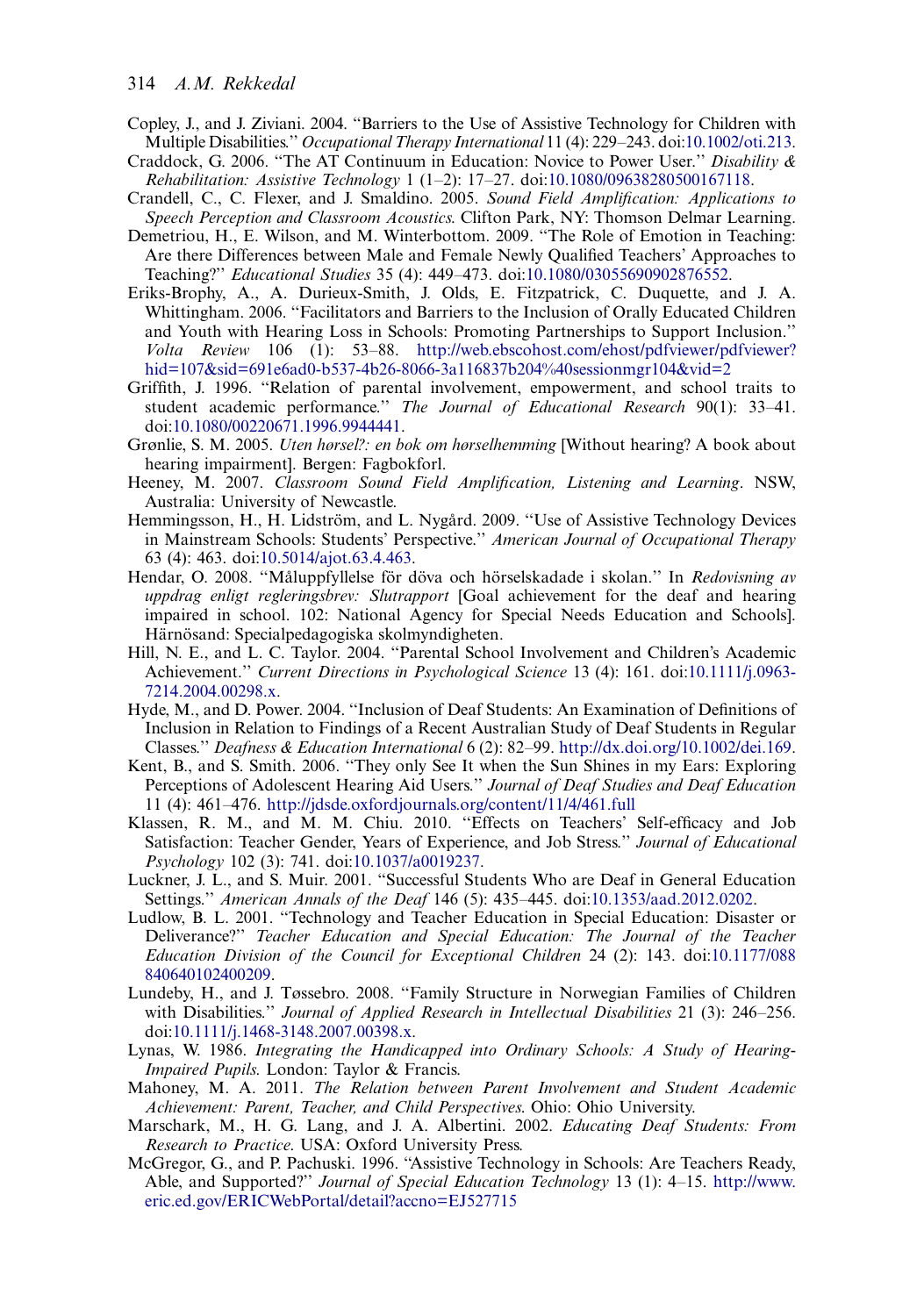Copley, J., and J. Ziviani. 2004. "Barriers to the Use of Assistive Technology for Children with Multiple Disabilities." *Occupational Therapy International* 11 (4): 229–243. doi:10.1002/oti.213.

Craddock, G. 2006. "The AT Continuum in Education: Novice to Power User." *Disability & Rehabilitation: Assistive Technology* 1 (1–2): 17–27. doi:10.1080/09638280500167118.

Crandell, C., C. Flexer, and J. Smaldino. 2005. *Sound Field Amplification: Applications to Speech Perception and Classroom Acoustics*. Clifton Park, NY: Thomson Delmar Learning.

Demetriou, H., E. Wilson, and M. Winterbottom. 2009. "The Role of Emotion in Teaching: Are there Differences between Male and Female Newly Qualified Teachers' Approaches to Teaching?" *Educational Studies* 35 (4): 449–473. doi:10.1080/03055690902876552.

Eriks-Brophy, A., A. Durieux-Smith, J. Olds, E. Fitzpatrick, C. Duquette, and J. A. Whittingham. 2006. "Facilitators and Barriers to the Inclusion of Orally Educated Children and Youth with Hearing Loss in Schools: Promoting Partnerships to Support Inclusion." *Volta Review* 106 (1): 53–88. http://web.ebscohost.com/ehost/pdfviewer/pdfviewer?hid=107&sid=691e6ad0-b537-4b26-8066-3a116837b204%40sessionmgr104&vid=2

Griffith, J. 1996. "Relation of parental involvement, empowerment, and school traits to student academic performance." *The Journal of Educational Research* 90(1): 33–41. doi:10.1080/00220671.1996.9944441.

Grønlie, S. M. 2005. *Uten hørsel?: en bok om hørselhemming* [Without hearing? A book about hearing impairment]. Bergen: Fagbokforl.

Heeney, M. 2007. *Classroom Sound Field Amplification, Listening and Learning*. NSW, Australia: University of Newcastle.

Hemmingsson, H., H. Lidström, and L. Nygård. 2009. "Use of Assistive Technology Devices in Mainstream Schools: Students' Perspective." *American Journal of Occupational Therapy* 63 (4): 463. doi:10.5014/ajot.63.4.463.

Hendar, O. 2008. "Måluppfyllelse för döva och hörselskadade i skolan." In *Redovisning av uppdrag enligt regleringsbrev: Slutrapport* [Goal achievement for the deaf and hearing impaired in school. 102: National Agency for Special Needs Education and Schools]. Härnösand: Specialpedagogiska skolmyndigheten.

Hill, N. E., and L. C. Taylor. 2004. "Parental School Involvement and Children's Academic Achievement." *Current Directions in Psychological Science* 13 (4): 161. doi:10.1111/j.0963-7214.2004.00298.x.

Hyde, M., and D. Power. 2004. "Inclusion of Deaf Students: An Examination of Definitions of Inclusion in Relation to Findings of a Recent Australian Study of Deaf Students in Regular Classes." *Deafness & Education International* 6 (2): 82–99. http://dx.doi.org/10.1002/dei.169.

Kent, B., and S. Smith. 2006. "They only See It when the Sun Shines in my Ears: Exploring Perceptions of Adolescent Hearing Aid Users." *Journal of Deaf Studies and Deaf Education* 11 (4): 461–476. http://jdsde.oxfordjournals.org/content/11/4/461.full

Klassen, R. M., and M. M. Chiu. 2010. "Effects on Teachers' Self-efficacy and Job Satisfaction: Teacher Gender, Years of Experience, and Job Stress." *Journal of Educational Psychology* 102 (3): 741. doi:10.1037/a0019237.

Luckner, J. L., and S. Muir. 2001. "Successful Students Who are Deaf in General Education Settings." *American Annals of the Deaf* 146 (5): 435–445. doi:10.1353/aad.2012.0202.

Ludlow, B. L. 2001. "Technology and Teacher Education in Special Education: Disaster or Deliverance?" *Teacher Education and Special Education: The Journal of the Teacher Education Division of the Council for Exceptional Children* 24 (2): 143. doi:10.1177/088840640102400209.

Lundeby, H., and J. Tøssebro. 2008. "Family Structure in Norwegian Families of Children with Disabilities." *Journal of Applied Research in Intellectual Disabilities* 21 (3): 246–256. doi:10.1111/j.1468-3148.2007.00398.x.

Lynas, W. 1986. *Integrating the Handicapped into Ordinary Schools: A Study of Hearing-Impaired Pupils*. London: Taylor & Francis.

Mahoney, M. A. 2011. *The Relation between Parent Involvement and Student Academic Achievement: Parent, Teacher, and Child Perspectives*. Ohio: Ohio University.

Marschark, M., H. G. Lang, and J. A. Albertini. 2002. *Educating Deaf Students: From Research to Practice*. USA: Oxford University Press.

McGregor, G., and P. Pachuski. 1996. "Assistive Technology in Schools: Are Teachers Ready, Able, and Supported?" *Journal of Special Education Technology* 13 (1): 4–15. http://www.eric.ed.gov/ERICWebPortal/detail?accno=EJ527715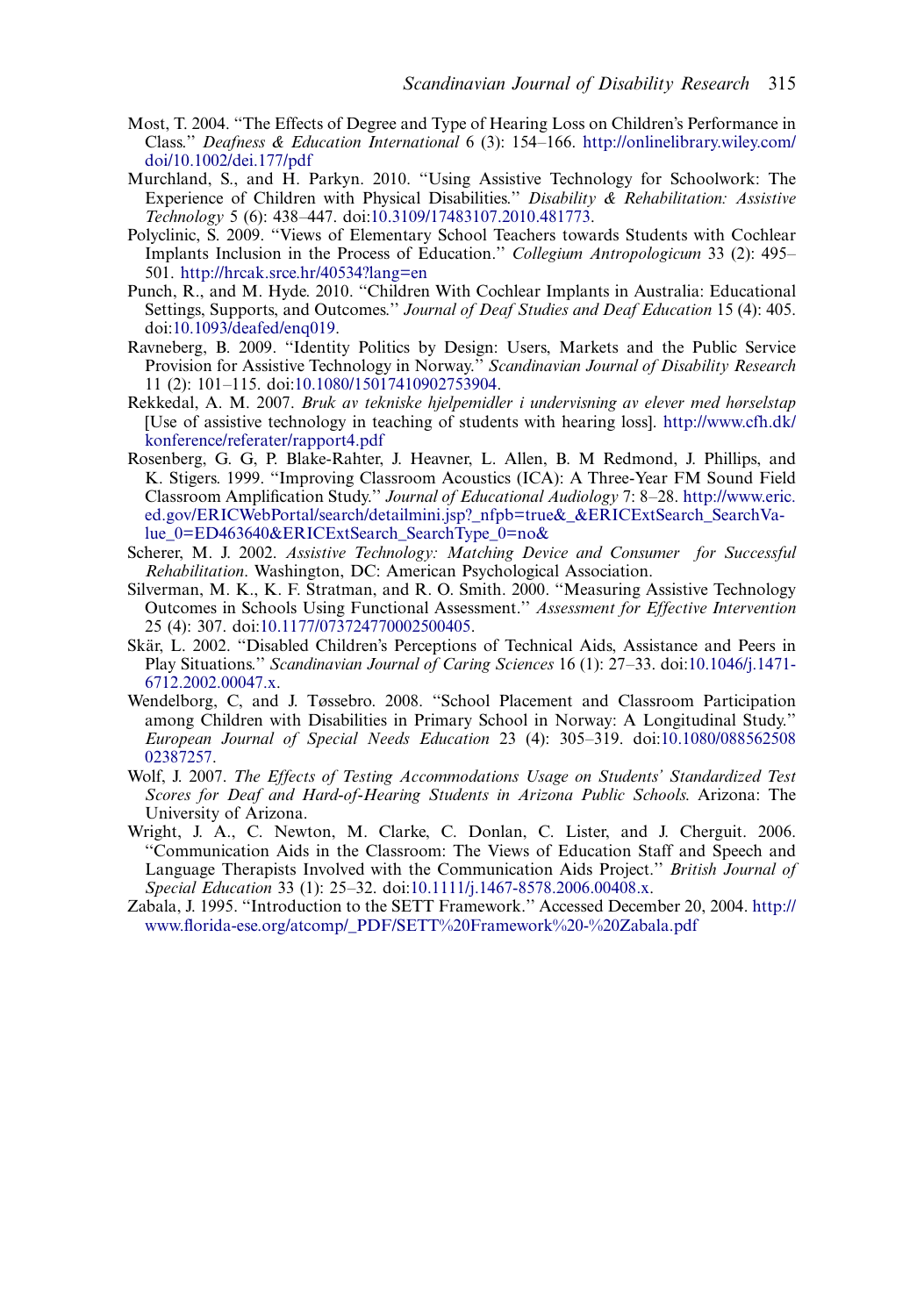Most, T. 2004. "The Effects of Degree and Type of Hearing Loss on Children's Performance in Class." *Deafness & Education International* 6 (3): 154–166. http://onlinelibrary.wiley.com/doi/10.1002/dei.177/pdf

Murchland, S., and H. Parkyn. 2010. "Using Assistive Technology for Schoolwork: The Experience of Children with Physical Disabilities." *Disability & Rehabilitation: Assistive Technology* 5 (6): 438–447. doi:10.3109/17483107.2010.481773.

Polyclinic, S. 2009. "Views of Elementary School Teachers towards Students with Cochlear Implants Inclusion in the Process of Education." *Collegium Antropologicum* 33 (2): 495–501. http://hrcak.srce.hr/40534?lang=en

Punch, R., and M. Hyde. 2010. "Children With Cochlear Implants in Australia: Educational Settings, Supports, and Outcomes." *Journal of Deaf Studies and Deaf Education* 15 (4): 405. doi:10.1093/deafed/enq019.

Ravneberg, B. 2009. "Identity Politics by Design: Users, Markets and the Public Service Provision for Assistive Technology in Norway." *Scandinavian Journal of Disability Research* 11 (2): 101–115. doi:10.1080/15017410902753904.

Rekkedal, A. M. 2007. *Bruk av tekniske hjelpemidler i undervisning av elever med hørselstap* [Use of assistive technology in teaching of students with hearing loss]. http://www.cfh.dk/konference/referater/rapport4.pdf

Rosenberg, G. G, P. Blake-Rahter, J. Heavner, L. Allen, B. M Redmond, J. Phillips, and K. Stigers. 1999. "Improving Classroom Acoustics (ICA): A Three-Year FM Sound Field Classroom Amplification Study." *Journal of Educational Audiology* 7: 8–28. http://www.eric.ed.gov/ERICWebPortal/search/detailmini.jsp?_nfpb=true&_&ERICExtSearch_SearchValue_0=ED463640&ERICExtSearch_SearchType_0=no&

Scherer, M. J. 2002. *Assistive Technology: Matching Device and Consumer for Successful Rehabilitation*. Washington, DC: American Psychological Association.

Silverman, M. K., K. F. Stratman, and R. O. Smith. 2000. "Measuring Assistive Technology Outcomes in Schools Using Functional Assessment." *Assessment for Effective Intervention* 25 (4): 307. doi:10.1177/073724770002500405.

Skär, L. 2002. "Disabled Children's Perceptions of Technical Aids, Assistance and Peers in Play Situations." *Scandinavian Journal of Caring Sciences* 16 (1): 27–33. doi:10.1046/j.1471-6712.2002.00047.x.

Wendelborg, C, and J. Tøssebro. 2008. "School Placement and Classroom Participation among Children with Disabilities in Primary School in Norway: A Longitudinal Study." *European Journal of Special Needs Education* 23 (4): 305–319. doi:10.1080/08856250802387257.

Wolf, J. 2007. *The Effects of Testing Accommodations Usage on Students' Standardized Test Scores for Deaf and Hard-of-Hearing Students in Arizona Public Schools*. Arizona: The University of Arizona.

Wright, J. A., C. Newton, M. Clarke, C. Donlan, C. Lister, and J. Cherguit. 2006. "Communication Aids in the Classroom: The Views of Education Staff and Speech and Language Therapists Involved with the Communication Aids Project." *British Journal of Special Education* 33 (1): 25–32. doi:10.1111/j.1467-8578.2006.00408.x.

Zabala, J. 1995. "Introduction to the SETT Framework." Accessed December 20, 2004. http://www.florida-ese.org/atcomp/_PDF/SETT%20Framework%20-%20Zabala.pdf